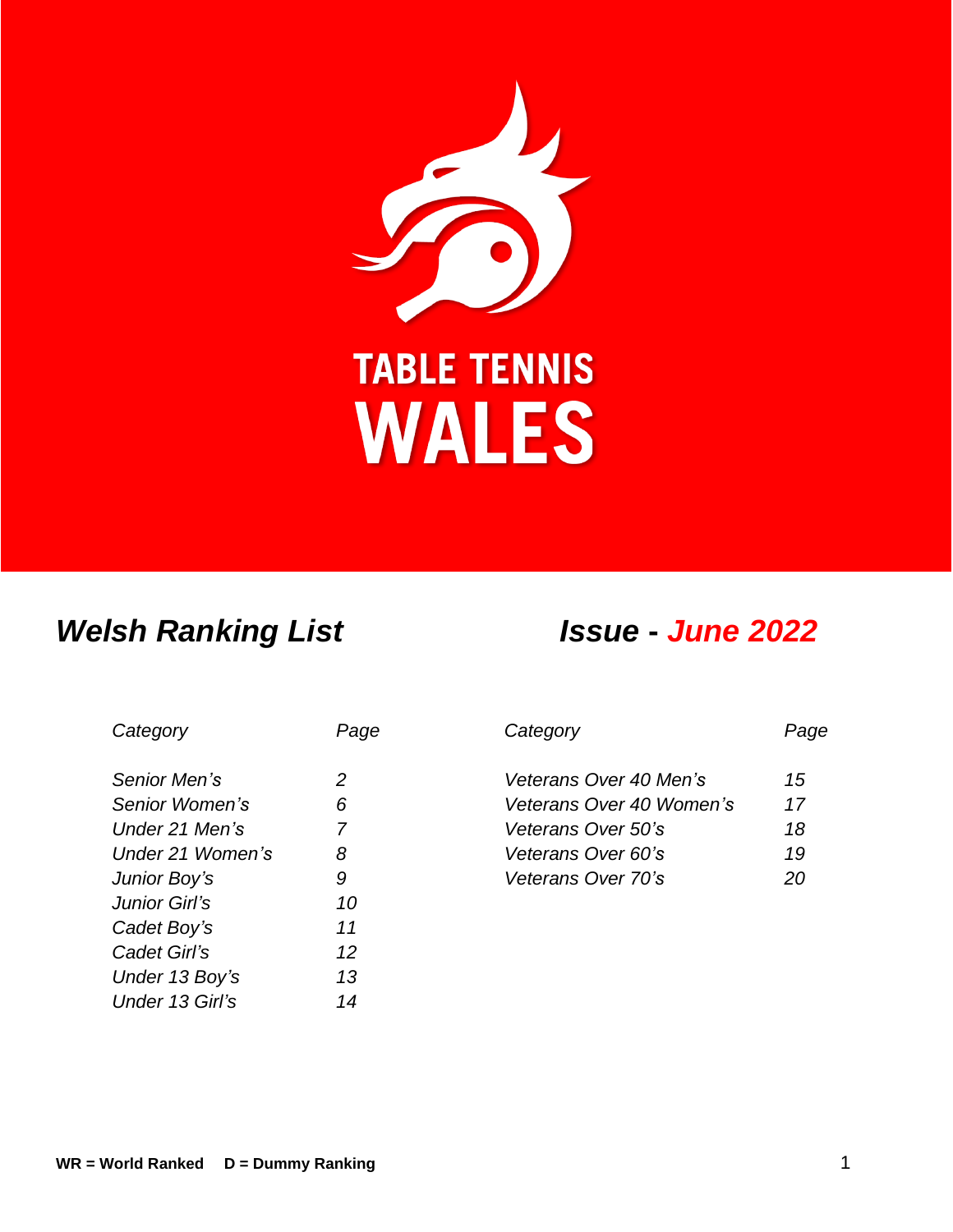# TABLE TENNIS WALES

## *Welsh Ranking List* *Issue - June 2022*

| *Category* | *Page* | *Category* | *Page* |
|---|---|---|---|
| *Senior Men's* | *2* | *Veterans Over 40 Men's* | *15* |
| *Senior Women's* | *6* | *Veterans Over 40 Women's* | *17* |
| *Under 21 Men's* | *7* | *Veterans Over 50's* | *18* |
| *Under 21 Women's* | *8* | *Veterans Over 60's* | *19* |
| *Junior Boy's* | *9* | *Veterans Over 70's* | *20* |
| *Junior Girl's* | *10* | | |
| *Cadet Boy's* | *11* | | |
| *Cadet Girl's* | *12* | | |
| *Under 13 Boy's* | *13* | | |
| *Under 13 Girl's* | *14* | | |

**WR = World Ranked D = Dummy Ranking**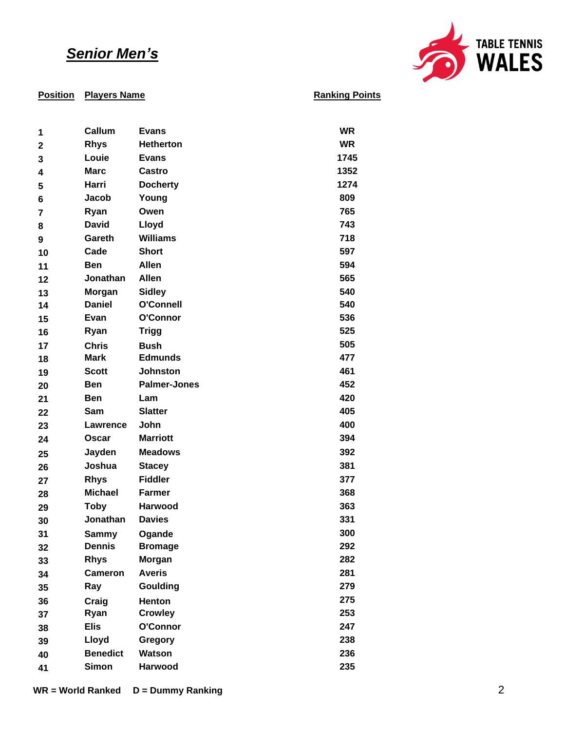# *Senior Men's*

TABLE TENNIS WALES

| Position | Players Name | | Ranking Points |
|---|---|---|---|
| 1 | Callum | Evans | WR |
| 2 | Rhys | Hetherton | WR |
| 3 | Louie | Evans | 1745 |
| 4 | Marc | Castro | 1352 |
| 5 | Harri | Docherty | 1274 |
| 6 | Jacob | Young | 809 |
| 7 | Ryan | Owen | 765 |
| 8 | David | Lloyd | 743 |
| 9 | Gareth | Williams | 718 |
| 10 | Cade | Short | 597 |
| 11 | Ben | Allen | 594 |
| 12 | Jonathan | Allen | 565 |
| 13 | Morgan | Sidley | 540 |
| 14 | Daniel | O'Connell | 540 |
| 15 | Evan | O'Connor | 536 |
| 16 | Ryan | Trigg | 525 |
| 17 | Chris | Bush | 505 |
| 18 | Mark | Edmunds | 477 |
| 19 | Scott | Johnston | 461 |
| 20 | Ben | Palmer-Jones | 452 |
| 21 | Ben | Lam | 420 |
| 22 | Sam | Slatter | 405 |
| 23 | Lawrence | John | 400 |
| 24 | Oscar | Marriott | 394 |
| 25 | Jayden | Meadows | 392 |
| 26 | Joshua | Stacey | 381 |
| 27 | Rhys | Fiddler | 377 |
| 28 | Michael | Farmer | 368 |
| 29 | Toby | Harwood | 363 |
| 30 | Jonathan | Davies | 331 |
| 31 | Sammy | Ogande | 300 |
| 32 | Dennis | Bromage | 292 |
| 33 | Rhys | Morgan | 282 |
| 34 | Cameron | Averis | 281 |
| 35 | Ray | Goulding | 279 |
| 36 | Craig | Henton | 275 |
| 37 | Ryan | Crowley | 253 |
| 38 | Elis | O'Connor | 247 |
| 39 | Lloyd | Gregory | 238 |
| 40 | Benedict | Watson | 236 |
| 41 | Simon | Harwood | 235 |

**WR = World Ranked    D = Dummy Ranking**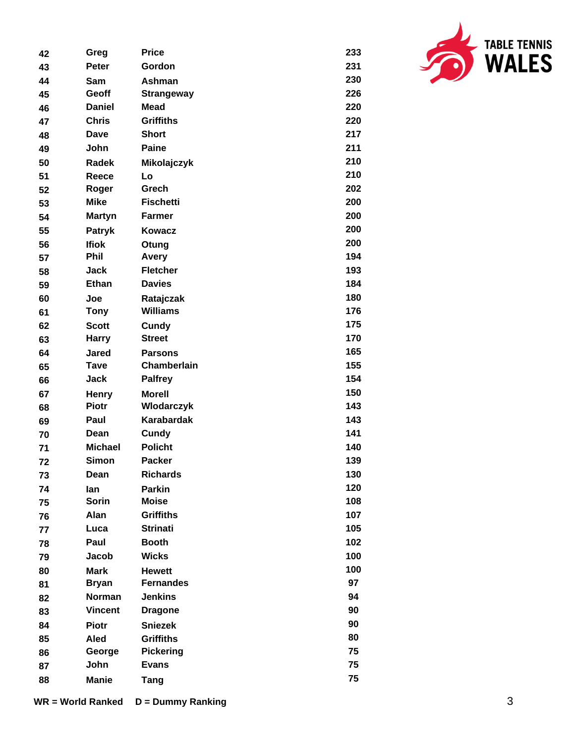| | | | |
|---|---|---|---|
| 42 | Greg | Price | 233 |
| 43 | Peter | Gordon | 231 |
| 44 | Sam | Ashman | 230 |
| 45 | Geoff | Strangeway | 226 |
| 46 | Daniel | Mead | 220 |
| 47 | Chris | Griffiths | 220 |
| 48 | Dave | Short | 217 |
| 49 | John | Paine | 211 |
| 50 | Radek | Mikolajczyk | 210 |
| 51 | Reece | Lo | 210 |
| 52 | Roger | Grech | 202 |
| 53 | Mike | Fischetti | 200 |
| 54 | Martyn | Farmer | 200 |
| 55 | Patryk | Kowacz | 200 |
| 56 | Ifiok | Otung | 200 |
| 57 | Phil | Avery | 194 |
| 58 | Jack | Fletcher | 193 |
| 59 | Ethan | Davies | 184 |
| 60 | Joe | Ratajczak | 180 |
| 61 | Tony | Williams | 176 |
| 62 | Scott | Cundy | 175 |
| 63 | Harry | Street | 170 |
| 64 | Jared | Parsons | 165 |
| 65 | Tave | Chamberlain | 155 |
| 66 | Jack | Palfrey | 154 |
| 67 | Henry | Morell | 150 |
| 68 | Piotr | Wlodarczyk | 143 |
| 69 | Paul | Karabardak | 143 |
| 70 | Dean | Cundy | 141 |
| 71 | Michael | Policht | 140 |
| 72 | Simon | Packer | 139 |
| 73 | Dean | Richards | 130 |
| 74 | Ian | Parkin | 120 |
| 75 | Sorin | Moise | 108 |
| 76 | Alan | Griffiths | 107 |
| 77 | Luca | Strinati | 105 |
| 78 | Paul | Booth | 102 |
| 79 | Jacob | Wicks | 100 |
| 80 | Mark | Hewett | 100 |
| 81 | Bryan | Fernandes | 97 |
| 82 | Norman | Jenkins | 94 |
| 83 | Vincent | Dragone | 90 |
| 84 | Piotr | Sniezek | 90 |
| 85 | Aled | Griffiths | 80 |
| 86 | George | Pickering | 75 |
| 87 | John | Evans | 75 |
| 88 | Manie | Tang | 75 |

**WR = World Ranked** **D = Dummy Ranking**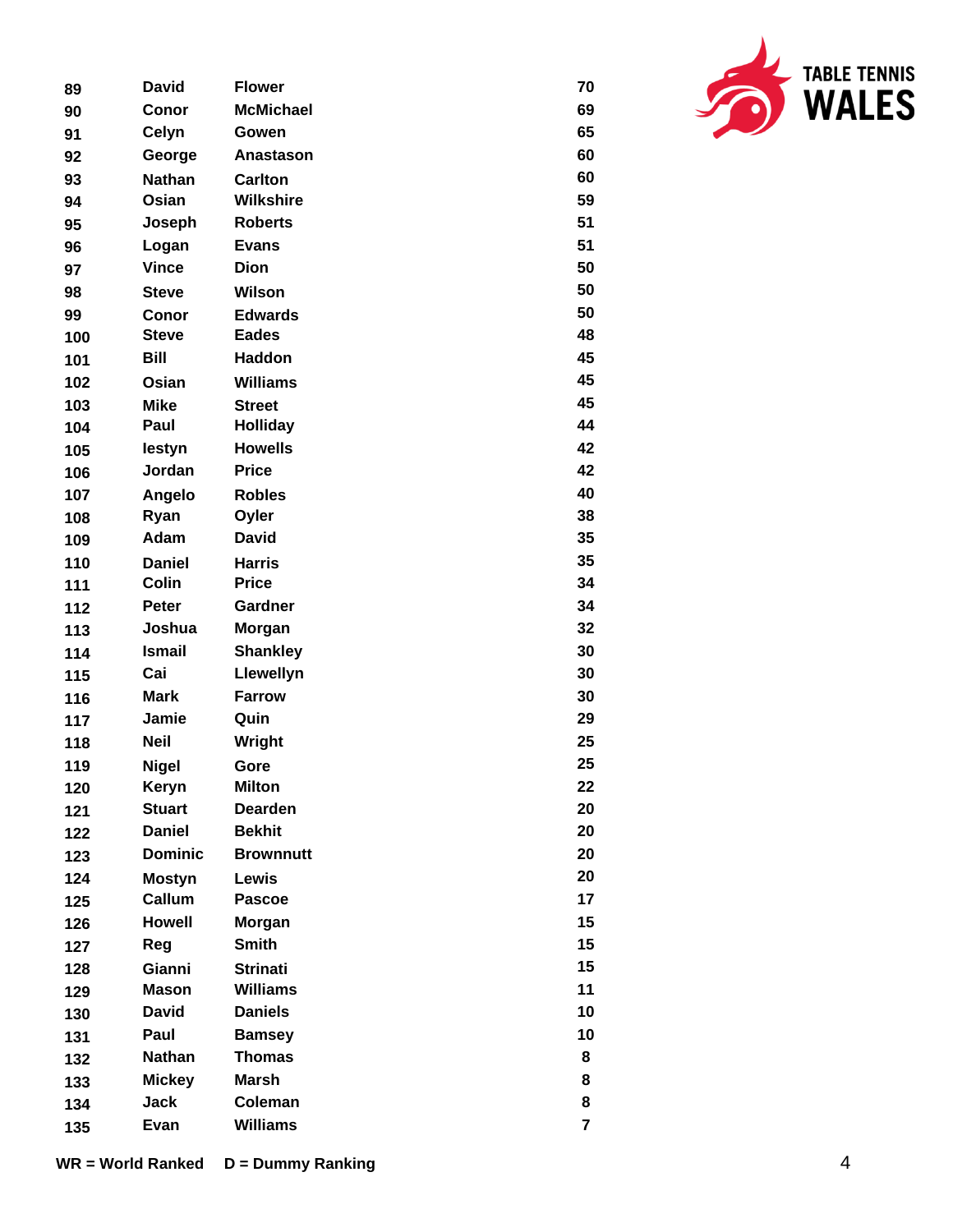| | | | |
|---|---|---|---|
| 89 | David | Flower | 70 |
| 90 | Conor | McMichael | 69 |
| 91 | Celyn | Gowen | 65 |
| 92 | George | Anastason | 60 |
| 93 | Nathan | Carlton | 60 |
| 94 | Osian | Wilkshire | 59 |
| 95 | Joseph | Roberts | 51 |
| 96 | Logan | Evans | 51 |
| 97 | Vince | Dion | 50 |
| 98 | Steve | Wilson | 50 |
| 99 | Conor | Edwards | 50 |
| 100 | Steve | Eades | 48 |
| 101 | Bill | Haddon | 45 |
| 102 | Osian | Williams | 45 |
| 103 | Mike | Street | 45 |
| 104 | Paul | Holliday | 44 |
| 105 | Iestyn | Howells | 42 |
| 106 | Jordan | Price | 42 |
| 107 | Angelo | Robles | 40 |
| 108 | Ryan | Oyler | 38 |
| 109 | Adam | David | 35 |
| 110 | Daniel | Harris | 35 |
| 111 | Colin | Price | 34 |
| 112 | Peter | Gardner | 34 |
| 113 | Joshua | Morgan | 32 |
| 114 | Ismail | Shankley | 30 |
| 115 | Cai | Llewellyn | 30 |
| 116 | Mark | Farrow | 30 |
| 117 | Jamie | Quin | 29 |
| 118 | Neil | Wright | 25 |
| 119 | Nigel | Gore | 25 |
| 120 | Keryn | Milton | 22 |
| 121 | Stuart | Dearden | 20 |
| 122 | Daniel | Bekhit | 20 |
| 123 | Dominic | Brownnutt | 20 |
| 124 | Mostyn | Lewis | 20 |
| 125 | Callum | Pascoe | 17 |
| 126 | Howell | Morgan | 15 |
| 127 | Reg | Smith | 15 |
| 128 | Gianni | Strinati | 15 |
| 129 | Mason | Williams | 11 |
| 130 | David | Daniels | 10 |
| 131 | Paul | Bamsey | 10 |
| 132 | Nathan | Thomas | 8 |
| 133 | Mickey | Marsh | 8 |
| 134 | Jack | Coleman | 8 |
| 135 | Evan | Williams | 7 |

**WR = World Ranked     D = Dummy Ranking**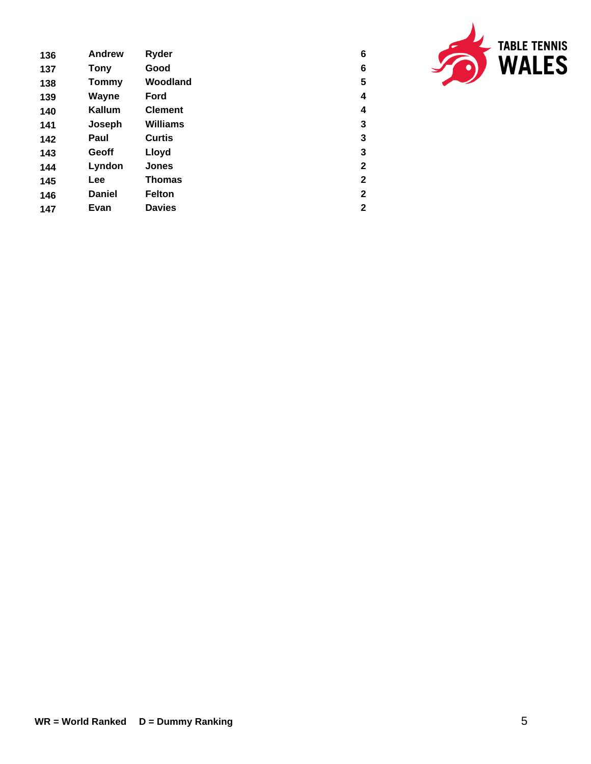| | | | |
|---|---|---|---|
| 136 | Andrew | Ryder | 6 |
| 137 | Tony | Good | 6 |
| 138 | Tommy | Woodland | 5 |
| 139 | Wayne | Ford | 4 |
| 140 | Kallum | Clement | 4 |
| 141 | Joseph | Williams | 3 |
| 142 | Paul | Curtis | 3 |
| 143 | Geoff | Lloyd | 3 |
| 144 | Lyndon | Jones | 2 |
| 145 | Lee | Thomas | 2 |
| 146 | Daniel | Felton | 2 |
| 147 | Evan | Davies | 2 |

**WR = World Ranked** **D = Dummy Ranking**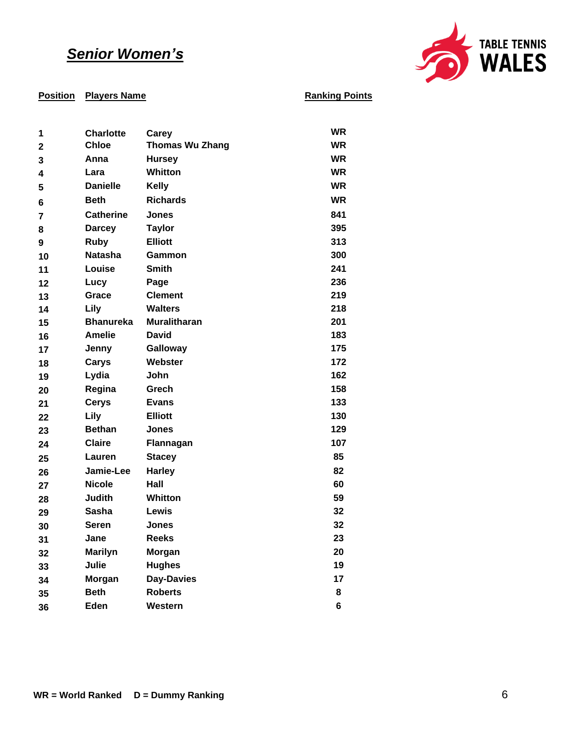## *Senior Women's*

TABLE TENNIS WALES

| Position | Players Name | | Ranking Points |
|---|---|---|---|
| 1 | Charlotte | Carey | WR |
| 2 | Chloe | Thomas Wu Zhang | WR |
| 3 | Anna | Hursey | WR |
| 4 | Lara | Whitton | WR |
| 5 | Danielle | Kelly | WR |
| 6 | Beth | Richards | WR |
| 7 | Catherine | Jones | 841 |
| 8 | Darcey | Taylor | 395 |
| 9 | Ruby | Elliott | 313 |
| 10 | Natasha | Gammon | 300 |
| 11 | Louise | Smith | 241 |
| 12 | Lucy | Page | 236 |
| 13 | Grace | Clement | 219 |
| 14 | Lily | Walters | 218 |
| 15 | Bhanureka | Muralitharan | 201 |
| 16 | Amelie | David | 183 |
| 17 | Jenny | Galloway | 175 |
| 18 | Carys | Webster | 172 |
| 19 | Lydia | John | 162 |
| 20 | Regina | Grech | 158 |
| 21 | Cerys | Evans | 133 |
| 22 | Lily | Elliott | 130 |
| 23 | Bethan | Jones | 129 |
| 24 | Claire | Flannagan | 107 |
| 25 | Lauren | Stacey | 85 |
| 26 | Jamie-Lee | Harley | 82 |
| 27 | Nicole | Hall | 60 |
| 28 | Judith | Whitton | 59 |
| 29 | Sasha | Lewis | 32 |
| 30 | Seren | Jones | 32 |
| 31 | Jane | Reeks | 23 |
| 32 | Marilyn | Morgan | 20 |
| 33 | Julie | Hughes | 19 |
| 34 | Morgan | Day-Davies | 17 |
| 35 | Beth | Roberts | 8 |
| 36 | Eden | Western | 6 |

**WR = World Ranked     D = Dummy Ranking**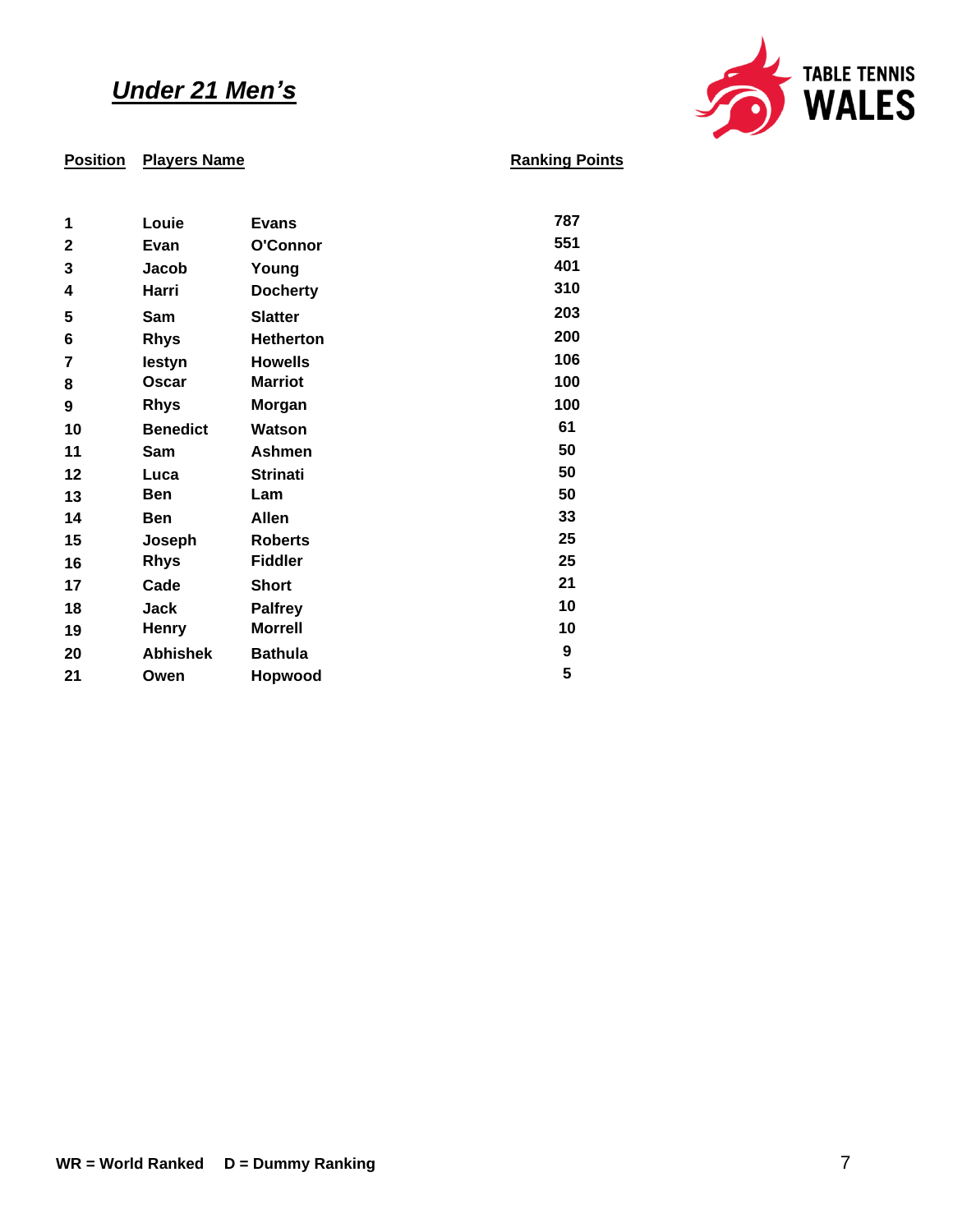## ***Under 21 Men's***

TABLE TENNIS WALES

| Position | Players Name | | Ranking Points |
|---|---|---|---|
| 1 | Louie | Evans | 787 |
| 2 | Evan | O'Connor | 551 |
| 3 | Jacob | Young | 401 |
| 4 | Harri | Docherty | 310 |
| 5 | Sam | Slatter | 203 |
| 6 | Rhys | Hetherton | 200 |
| 7 | Iestyn | Howells | 106 |
| 8 | Oscar | Marriot | 100 |
| 9 | Rhys | Morgan | 100 |
| 10 | Benedict | Watson | 61 |
| 11 | Sam | Ashmen | 50 |
| 12 | Luca | Strinati | 50 |
| 13 | Ben | Lam | 50 |
| 14 | Ben | Allen | 33 |
| 15 | Joseph | Roberts | 25 |
| 16 | Rhys | Fiddler | 25 |
| 17 | Cade | Short | 21 |
| 18 | Jack | Palfrey | 10 |
| 19 | Henry | Morrell | 10 |
| 20 | Abhishek | Bathula | 9 |
| 21 | Owen | Hopwood | 5 |

**WR = World Ranked     D = Dummy Ranking**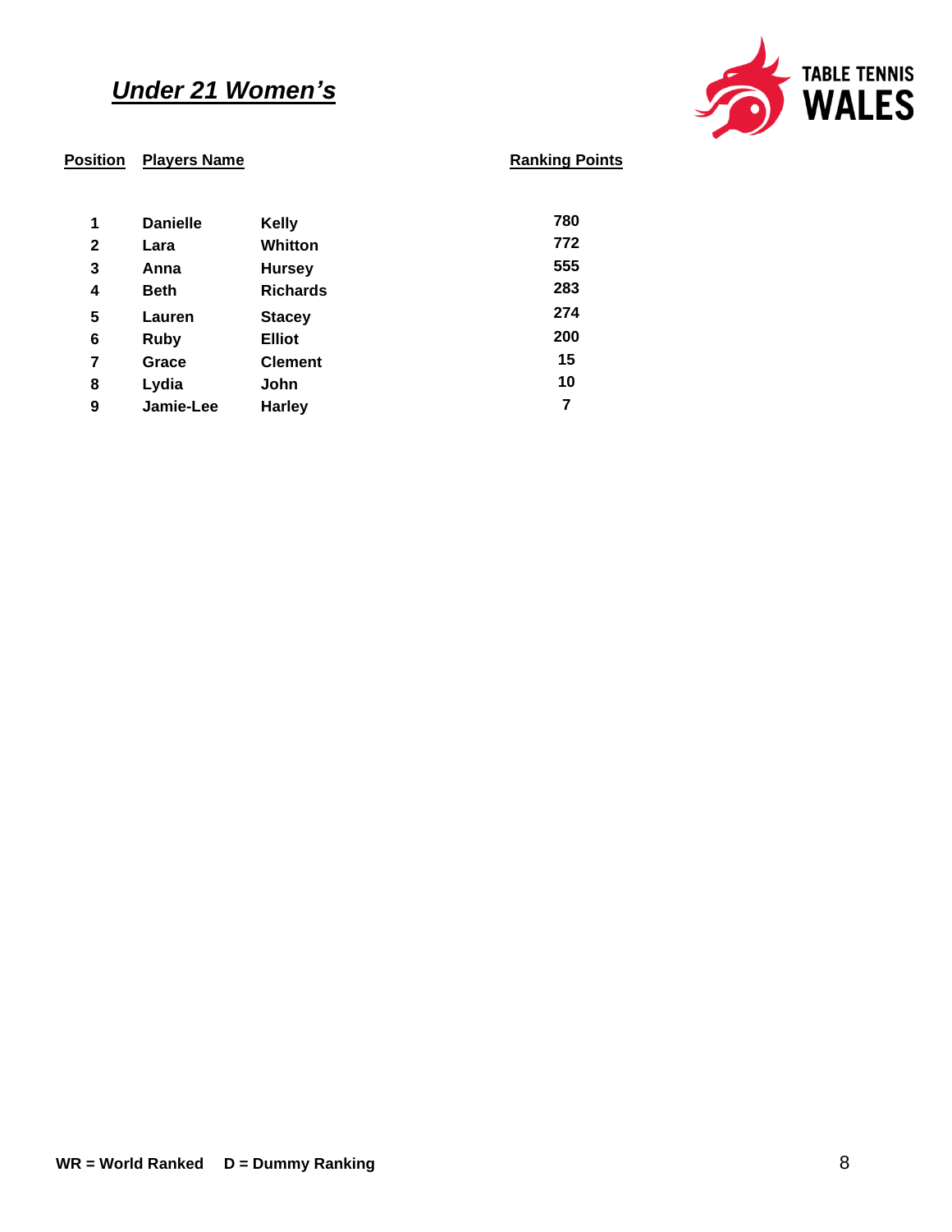## ***Under 21 Women's***

TABLE TENNIS WALES

| Position | Players Name | | Ranking Points |
|---|---|---|---|
| 1 | Danielle | Kelly | 780 |
| 2 | Lara | Whitton | 772 |
| 3 | Anna | Hursey | 555 |
| 4 | Beth | Richards | 283 |
| 5 | Lauren | Stacey | 274 |
| 6 | Ruby | Elliot | 200 |
| 7 | Grace | Clement | 15 |
| 8 | Lydia | John | 10 |
| 9 | Jamie-Lee | Harley | 7 |

**WR = World Ranked    D = Dummy Ranking**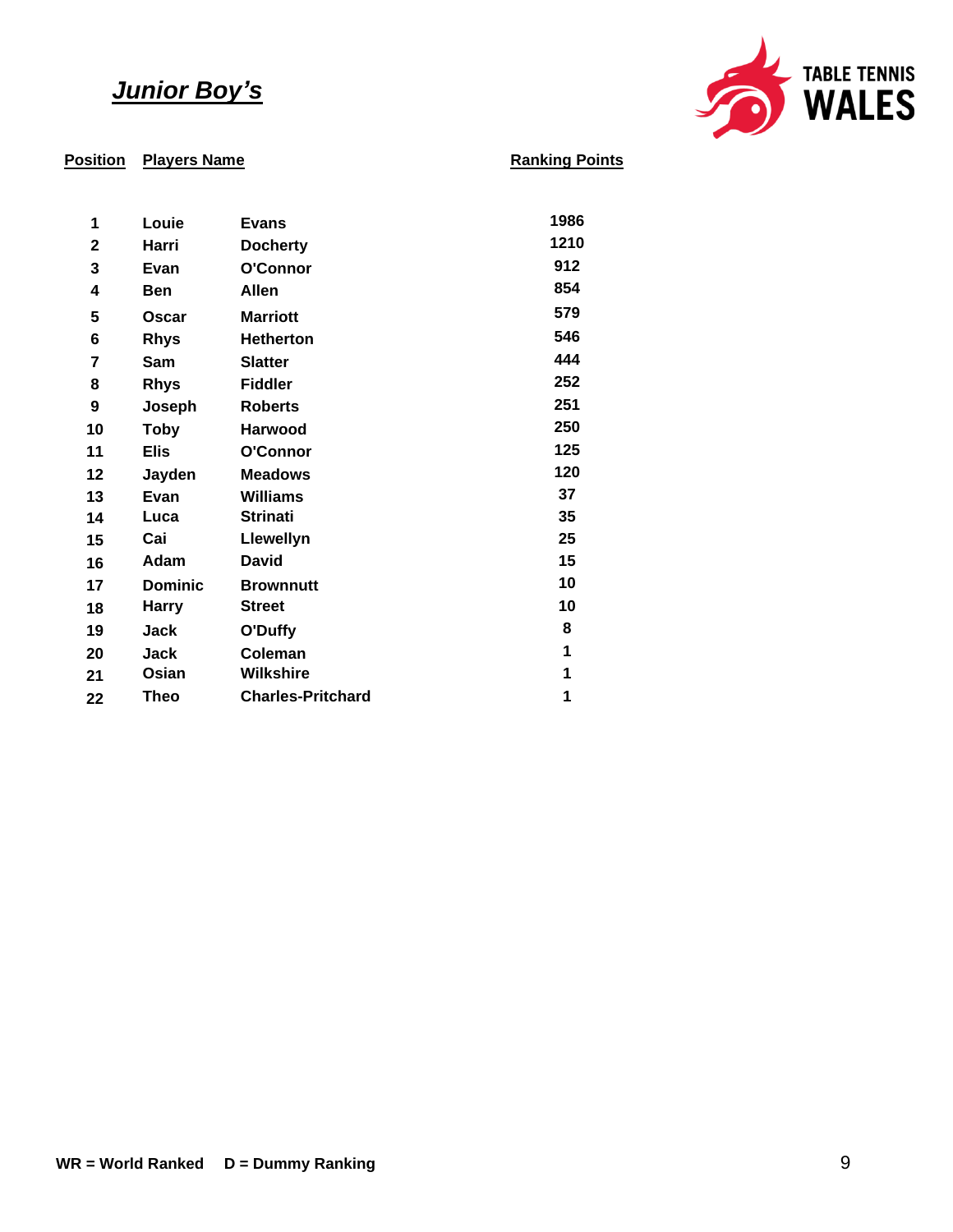## ***Junior Boy's***

TABLE TENNIS WALES

| Position | Players Name | | Ranking Points |
|---|---|---|---|
| 1 | Louie | Evans | 1986 |
| 2 | Harri | Docherty | 1210 |
| 3 | Evan | O'Connor | 912 |
| 4 | Ben | Allen | 854 |
| 5 | Oscar | Marriott | 579 |
| 6 | Rhys | Hetherton | 546 |
| 7 | Sam | Slatter | 444 |
| 8 | Rhys | Fiddler | 252 |
| 9 | Joseph | Roberts | 251 |
| 10 | Toby | Harwood | 250 |
| 11 | Elis | O'Connor | 125 |
| 12 | Jayden | Meadows | 120 |
| 13 | Evan | Williams | 37 |
| 14 | Luca | Strinati | 35 |
| 15 | Cai | Llewellyn | 25 |
| 16 | Adam | David | 15 |
| 17 | Dominic | Brownnutt | 10 |
| 18 | Harry | Street | 10 |
| 19 | Jack | O'Duffy | 8 |
| 20 | Jack | Coleman | 1 |
| 21 | Osian | Wilkshire | 1 |
| 22 | Theo | Charles-Pritchard | 1 |

**WR = World Ranked** **D = Dummy Ranking**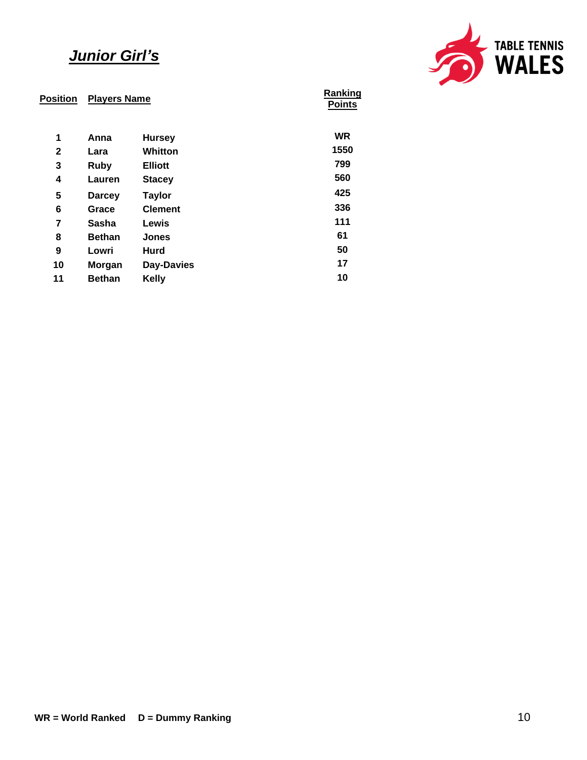## ***Junior Girl's***

TABLE TENNIS WALES

| Position | Players Name | | Ranking Points |
|---|---|---|---|
| 1 | Anna | Hursey | WR |
| 2 | Lara | Whitton | 1550 |
| 3 | Ruby | Elliott | 799 |
| 4 | Lauren | Stacey | 560 |
| 5 | Darcey | Taylor | 425 |
| 6 | Grace | Clement | 336 |
| 7 | Sasha | Lewis | 111 |
| 8 | Bethan | Jones | 61 |
| 9 | Lowri | Hurd | 50 |
| 10 | Morgan | Day-Davies | 17 |
| 11 | Bethan | Kelly | 10 |

**WR = World Ranked D = Dummy Ranking**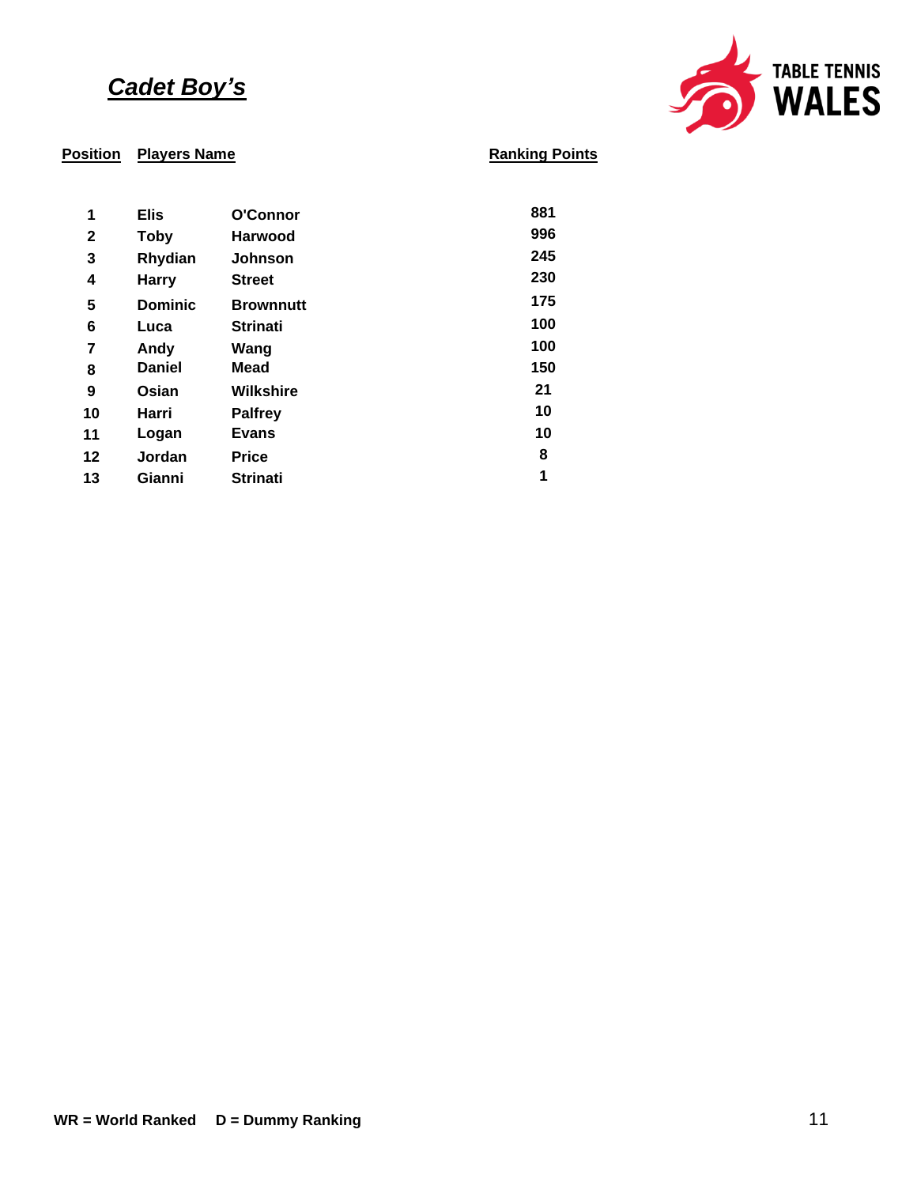## ***Cadet Boy's***

| Position | Players Name | | Ranking Points |
|---|---|---|---|
| 1 | Elis | O'Connor | 881 |
| 2 | Toby | Harwood | 996 |
| 3 | Rhydian | Johnson | 245 |
| 4 | Harry | Street | 230 |
| 5 | Dominic | Brownnutt | 175 |
| 6 | Luca | Strinati | 100 |
| 7 | Andy | Wang | 100 |
| 8 | Daniel | Mead | 150 |
| 9 | Osian | Wilkshire | 21 |
| 10 | Harri | Palfrey | 10 |
| 11 | Logan | Evans | 10 |
| 12 | Jordan | Price | 8 |
| 13 | Gianni | Strinati | 1 |

**WR = World Ranked D = Dummy Ranking**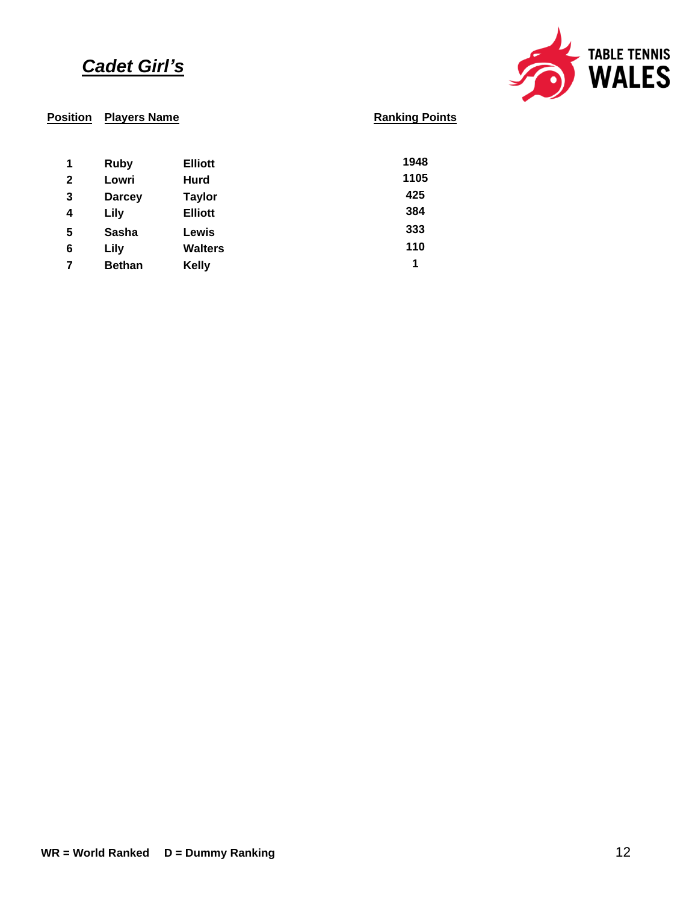## ***Cadet Girl's***

| Position | Players Name | | Ranking Points |
|---|---|---|---|
| 1 | Ruby | Elliott | 1948 |
| 2 | Lowri | Hurd | 1105 |
| 3 | Darcey | Taylor | 425 |
| 4 | Lily | Elliott | 384 |
| 5 | Sasha | Lewis | 333 |
| 6 | Lily | Walters | 110 |
| 7 | Bethan | Kelly | 1 |

**WR = World Ranked D = Dummy Ranking**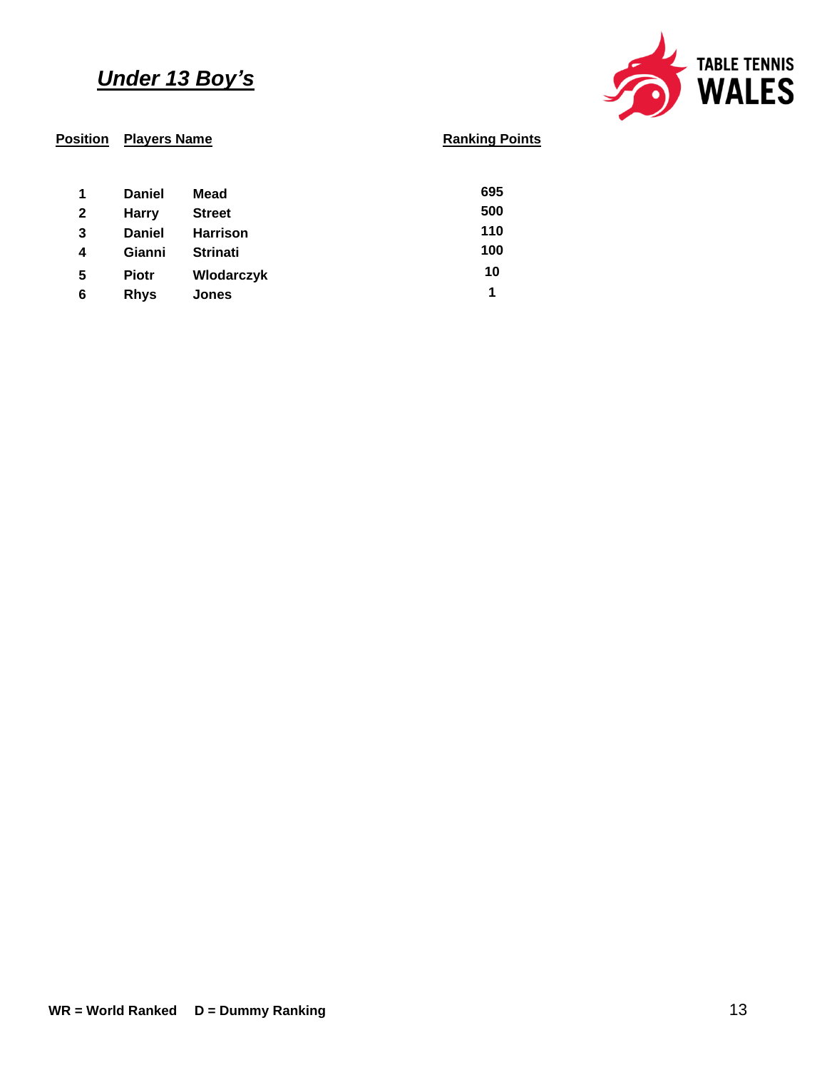## *Under 13 Boy's*

| Position | Players Name | | Ranking Points |
|---|---|---|---|
| 1 | Daniel | Mead | 695 |
| 2 | Harry | Street | 500 |
| 3 | Daniel | Harrison | 110 |
| 4 | Gianni | Strinati | 100 |
| 5 | Piotr | Wlodarczyk | 10 |
| 6 | Rhys | Jones | 1 |

**WR = World Ranked     D = Dummy Ranking**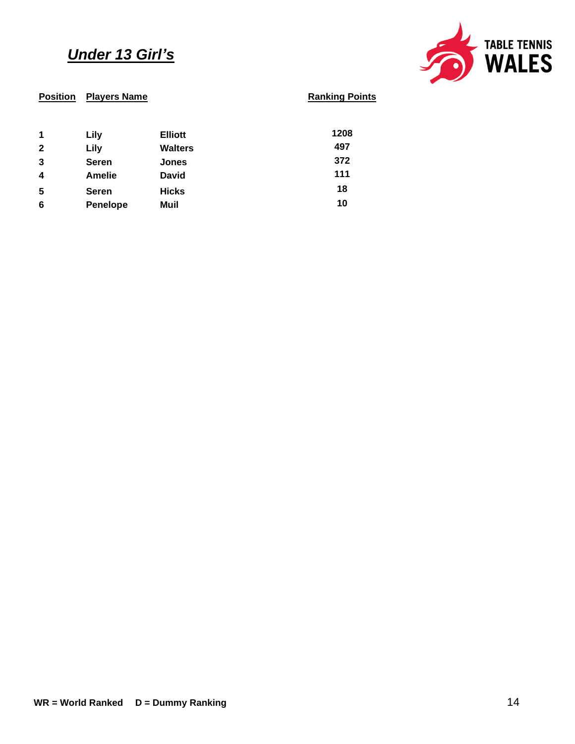## ***Under 13 Girl's***

| Position | Players Name | | Ranking Points |
|---|---|---|---|
| 1 | Lily | Elliott | 1208 |
| 2 | Lily | Walters | 497 |
| 3 | Seren | Jones | 372 |
| 4 | Amelie | David | 111 |
| 5 | Seren | Hicks | 18 |
| 6 | Penelope | Muil | 10 |

**WR = World Ranked     D = Dummy Ranking**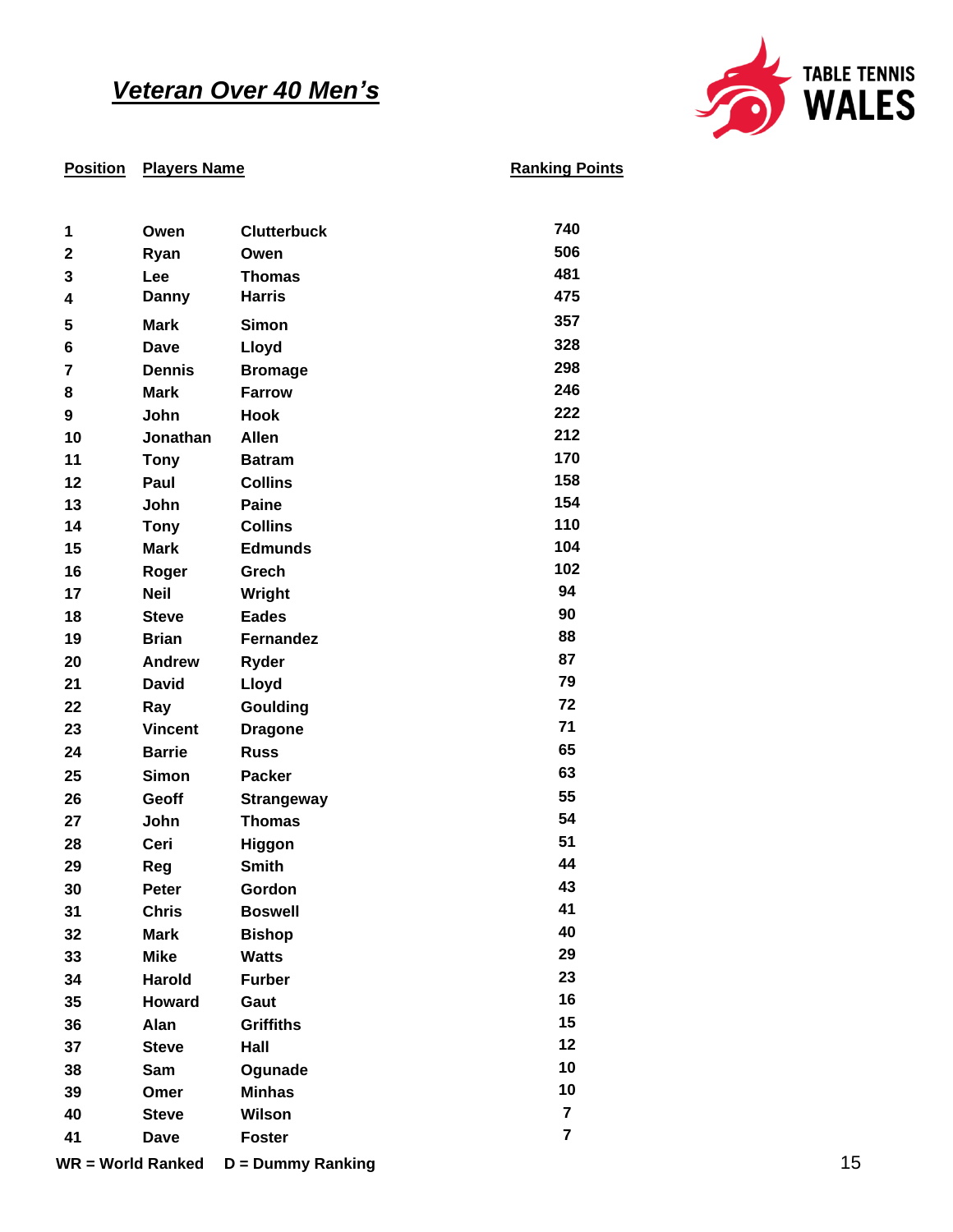# ***Veteran Over 40 Men's***

TABLE TENNIS WALES

| Position | Players Name | | Ranking Points |
|---|---|---|---|
| 1 | Owen | Clutterbuck | 740 |
| 2 | Ryan | Owen | 506 |
| 3 | Lee | Thomas | 481 |
| 4 | Danny | Harris | 475 |
| 5 | Mark | Simon | 357 |
| 6 | Dave | Lloyd | 328 |
| 7 | Dennis | Bromage | 298 |
| 8 | Mark | Farrow | 246 |
| 9 | John | Hook | 222 |
| 10 | Jonathan | Allen | 212 |
| 11 | Tony | Batram | 170 |
| 12 | Paul | Collins | 158 |
| 13 | John | Paine | 154 |
| 14 | Tony | Collins | 110 |
| 15 | Mark | Edmunds | 104 |
| 16 | Roger | Grech | 102 |
| 17 | Neil | Wright | 94 |
| 18 | Steve | Eades | 90 |
| 19 | Brian | Fernandez | 88 |
| 20 | Andrew | Ryder | 87 |
| 21 | David | Lloyd | 79 |
| 22 | Ray | Goulding | 72 |
| 23 | Vincent | Dragone | 71 |
| 24 | Barrie | Russ | 65 |
| 25 | Simon | Packer | 63 |
| 26 | Geoff | Strangeway | 55 |
| 27 | John | Thomas | 54 |
| 28 | Ceri | Higgon | 51 |
| 29 | Reg | Smith | 44 |
| 30 | Peter | Gordon | 43 |
| 31 | Chris | Boswell | 41 |
| 32 | Mark | Bishop | 40 |
| 33 | Mike | Watts | 29 |
| 34 | Harold | Furber | 23 |
| 35 | Howard | Gaut | 16 |
| 36 | Alan | Griffiths | 15 |
| 37 | Steve | Hall | 12 |
| 38 | Sam | Ogunade | 10 |
| 39 | Omer | Minhas | 10 |
| 40 | Steve | Wilson | 7 |
| 41 | Dave | Foster | 7 |

**WR = World Ranked    D = Dummy Ranking**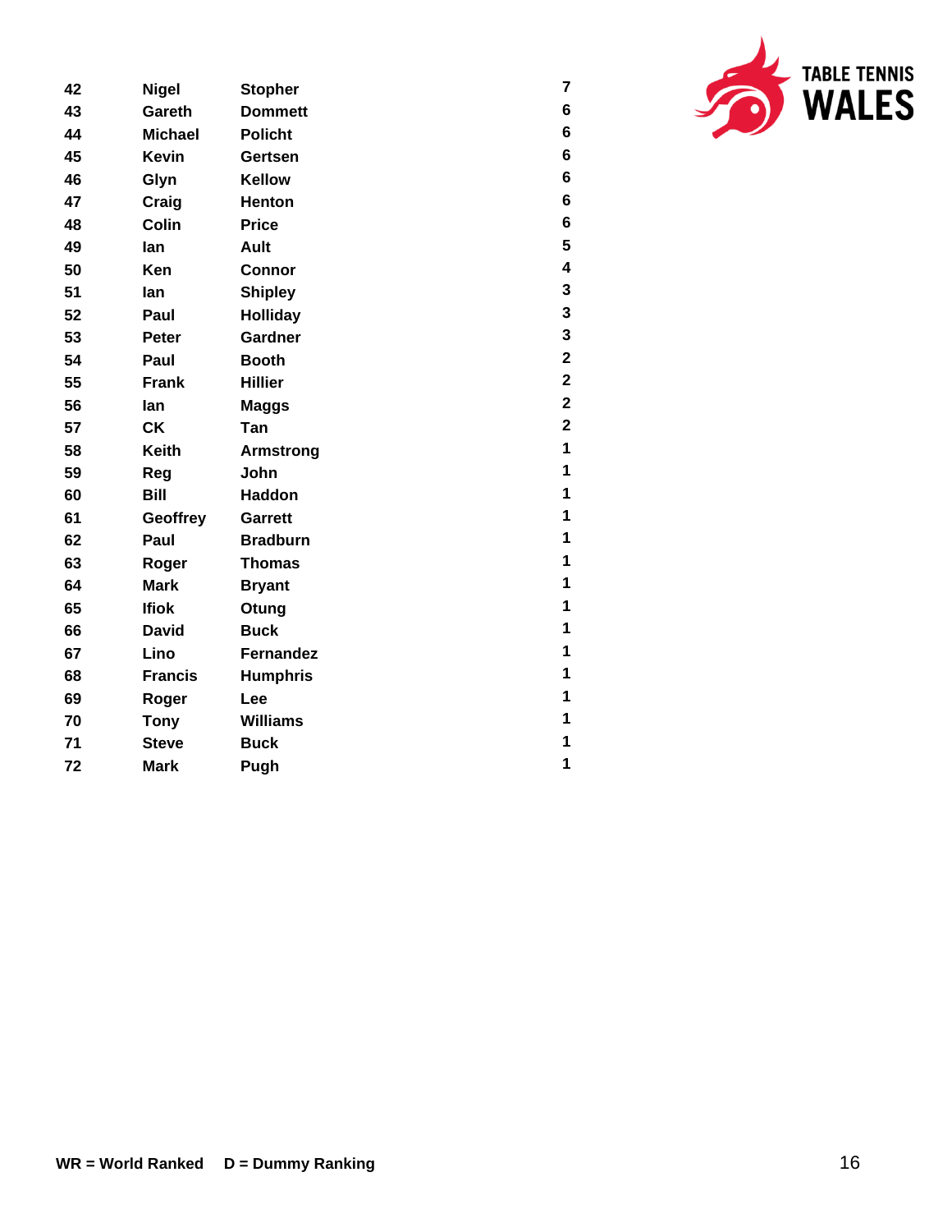| | | | |
|---|---|---|---|
| 42 | Nigel | Stopher | 7 |
| 43 | Gareth | Dommett | 6 |
| 44 | Michael | Policht | 6 |
| 45 | Kevin | Gertsen | 6 |
| 46 | Glyn | Kellow | 6 |
| 47 | Craig | Henton | 6 |
| 48 | Colin | Price | 6 |
| 49 | Ian | Ault | 5 |
| 50 | Ken | Connor | 4 |
| 51 | Ian | Shipley | 3 |
| 52 | Paul | Holliday | 3 |
| 53 | Peter | Gardner | 3 |
| 54 | Paul | Booth | 2 |
| 55 | Frank | Hillier | 2 |
| 56 | Ian | Maggs | 2 |
| 57 | CK | Tan | 2 |
| 58 | Keith | Armstrong | 1 |
| 59 | Reg | John | 1 |
| 60 | Bill | Haddon | 1 |
| 61 | Geoffrey | Garrett | 1 |
| 62 | Paul | Bradburn | 1 |
| 63 | Roger | Thomas | 1 |
| 64 | Mark | Bryant | 1 |
| 65 | Ifiok | Otung | 1 |
| 66 | David | Buck | 1 |
| 67 | Lino | Fernandez | 1 |
| 68 | Francis | Humphris | 1 |
| 69 | Roger | Lee | 1 |
| 70 | Tony | Williams | 1 |
| 71 | Steve | Buck | 1 |
| 72 | Mark | Pugh | 1 |

**WR = World Ranked** **D = Dummy Ranking**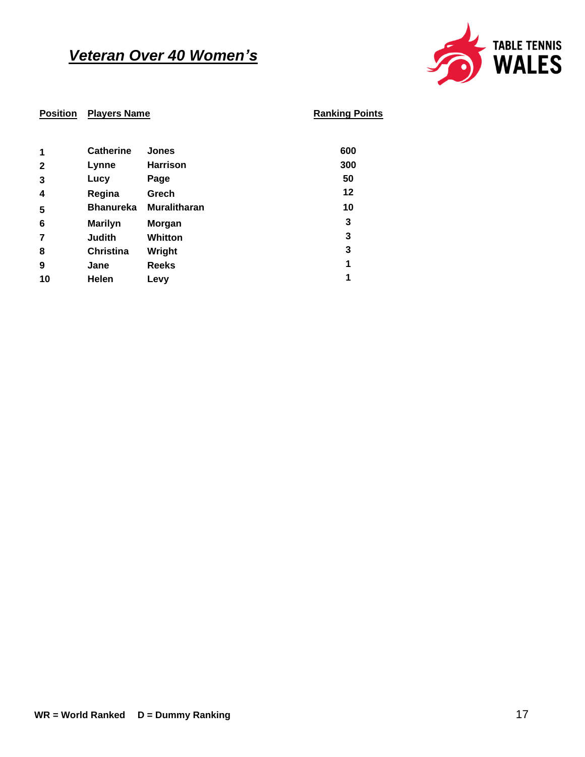# *Veteran Over 40 Women's*

| Position | Players Name | | Ranking Points |
|---|---|---|---|
| 1 | Catherine | Jones | 600 |
| 2 | Lynne | Harrison | 300 |
| 3 | Lucy | Page | 50 |
| 4 | Regina | Grech | 12 |
| 5 | Bhanureka | Muralitharan | 10 |
| 6 | Marilyn | Morgan | 3 |
| 7 | Judith | Whitton | 3 |
| 8 | Christina | Wright | 3 |
| 9 | Jane | Reeks | 1 |
| 10 | Helen | Levy | 1 |

**WR = World Ranked D = Dummy Ranking**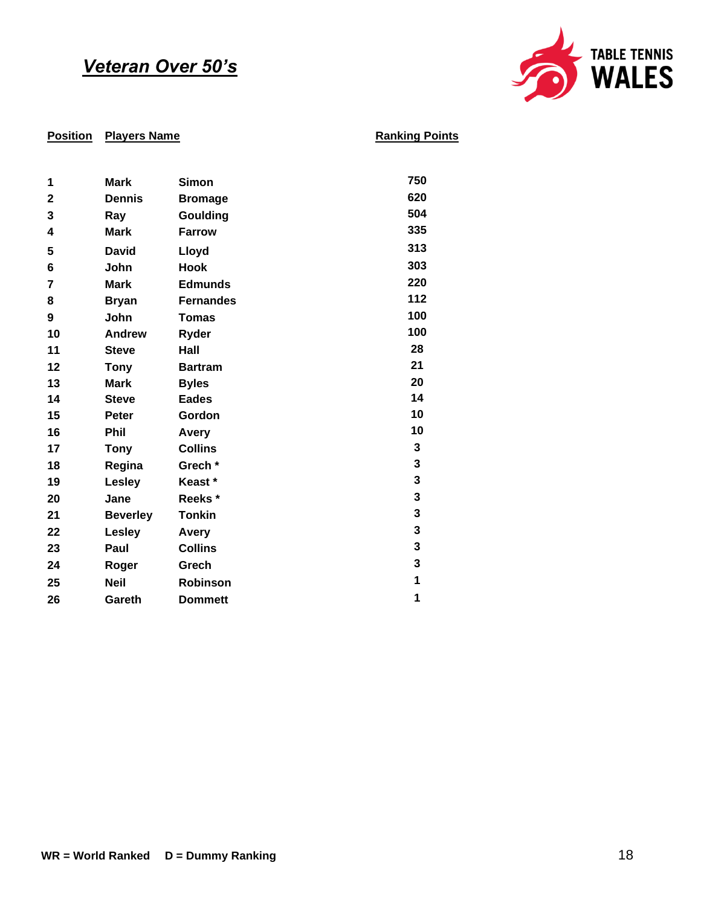## *Veteran Over 50's*

TABLE TENNIS WALES

| Position | Players Name | | Ranking Points |
|---|---|---|---|
| 1 | Mark | Simon | 750 |
| 2 | Dennis | Bromage | 620 |
| 3 | Ray | Goulding | 504 |
| 4 | Mark | Farrow | 335 |
| 5 | David | Lloyd | 313 |
| 6 | John | Hook | 303 |
| 7 | Mark | Edmunds | 220 |
| 8 | Bryan | Fernandes | 112 |
| 9 | John | Tomas | 100 |
| 10 | Andrew | Ryder | 100 |
| 11 | Steve | Hall | 28 |
| 12 | Tony | Bartram | 21 |
| 13 | Mark | Byles | 20 |
| 14 | Steve | Eades | 14 |
| 15 | Peter | Gordon | 10 |
| 16 | Phil | Avery | 10 |
| 17 | Tony | Collins | 3 |
| 18 | Regina | Grech * | 3 |
| 19 | Lesley | Keast * | 3 |
| 20 | Jane | Reeks * | 3 |
| 21 | Beverley | Tonkin | 3 |
| 22 | Lesley | Avery | 3 |
| 23 | Paul | Collins | 3 |
| 24 | Roger | Grech | 3 |
| 25 | Neil | Robinson | 1 |
| 26 | Gareth | Dommett | 1 |

**WR = World Ranked D = Dummy Ranking**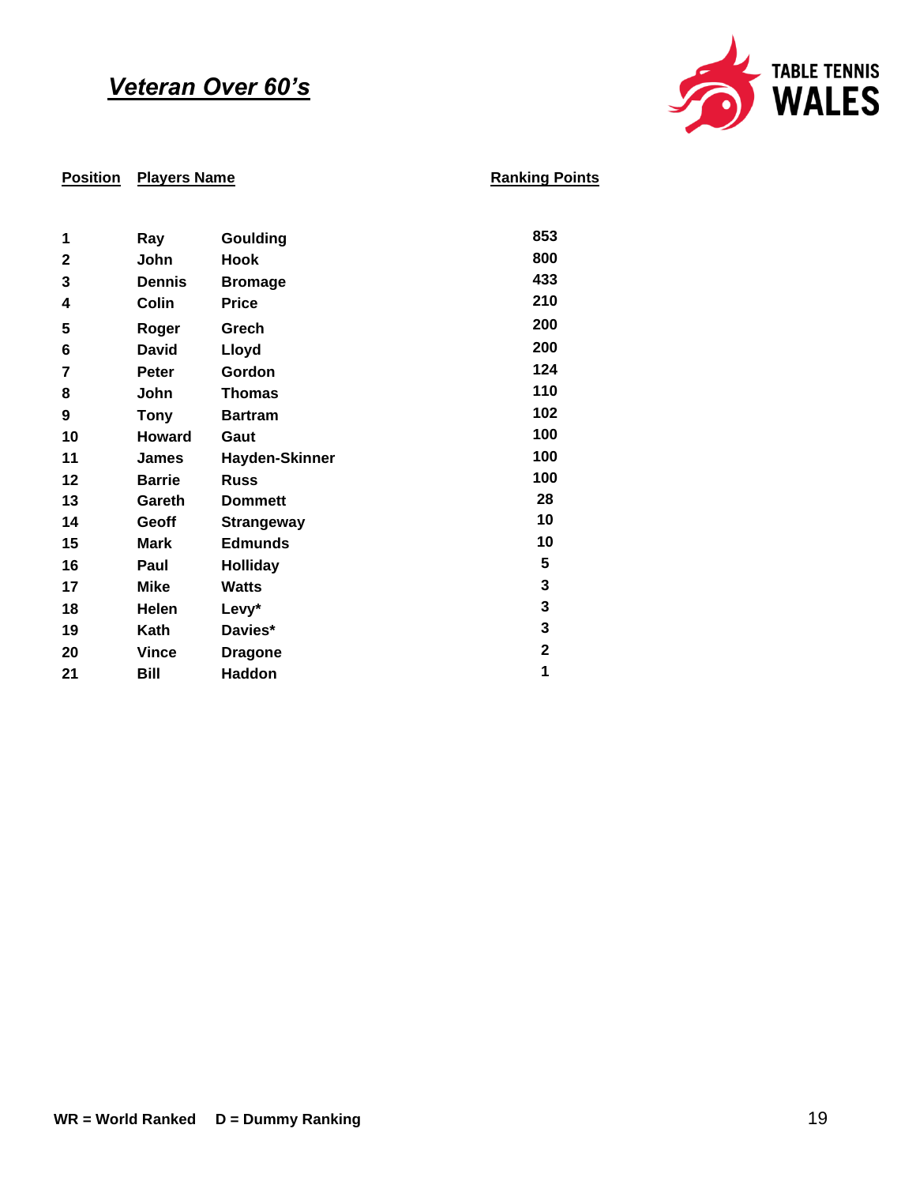# *Veteran Over 60's*

| Position | Players Name | | Ranking Points |
|---|---|---|---|
| 1 | Ray | Goulding | 853 |
| 2 | John | Hook | 800 |
| 3 | Dennis | Bromage | 433 |
| 4 | Colin | Price | 210 |
| 5 | Roger | Grech | 200 |
| 6 | David | Lloyd | 200 |
| 7 | Peter | Gordon | 124 |
| 8 | John | Thomas | 110 |
| 9 | Tony | Bartram | 102 |
| 10 | Howard | Gaut | 100 |
| 11 | James | Hayden-Skinner | 100 |
| 12 | Barrie | Russ | 100 |
| 13 | Gareth | Dommett | 28 |
| 14 | Geoff | Strangeway | 10 |
| 15 | Mark | Edmunds | 10 |
| 16 | Paul | Holliday | 5 |
| 17 | Mike | Watts | 3 |
| 18 | Helen | Levy* | 3 |
| 19 | Kath | Davies* | 3 |
| 20 | Vince | Dragone | 2 |
| 21 | Bill | Haddon | 1 |

**WR = World Ranked     D = Dummy Ranking**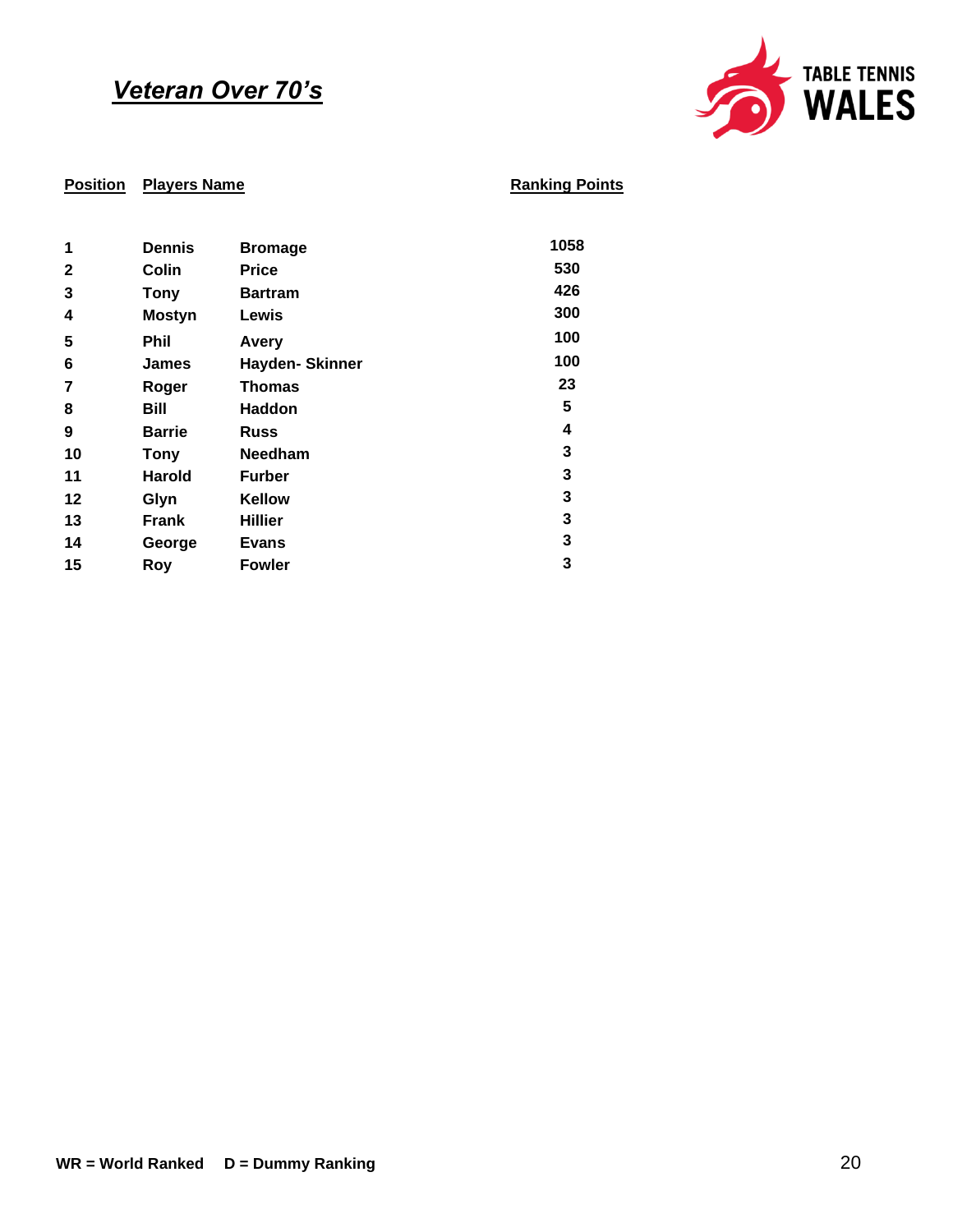# *Veteran Over 70's*

TABLE TENNIS WALES

| Position | Players Name | | Ranking Points |
|---|---|---|---|
| 1 | Dennis | Bromage | 1058 |
| 2 | Colin | Price | 530 |
| 3 | Tony | Bartram | 426 |
| 4 | Mostyn | Lewis | 300 |
| 5 | Phil | Avery | 100 |
| 6 | James | Hayden- Skinner | 100 |
| 7 | Roger | Thomas | 23 |
| 8 | Bill | Haddon | 5 |
| 9 | Barrie | Russ | 4 |
| 10 | Tony | Needham | 3 |
| 11 | Harold | Furber | 3 |
| 12 | Glyn | Kellow | 3 |
| 13 | Frank | Hillier | 3 |
| 14 | George | Evans | 3 |
| 15 | Roy | Fowler | 3 |

**WR = World Ranked D = Dummy Ranking**